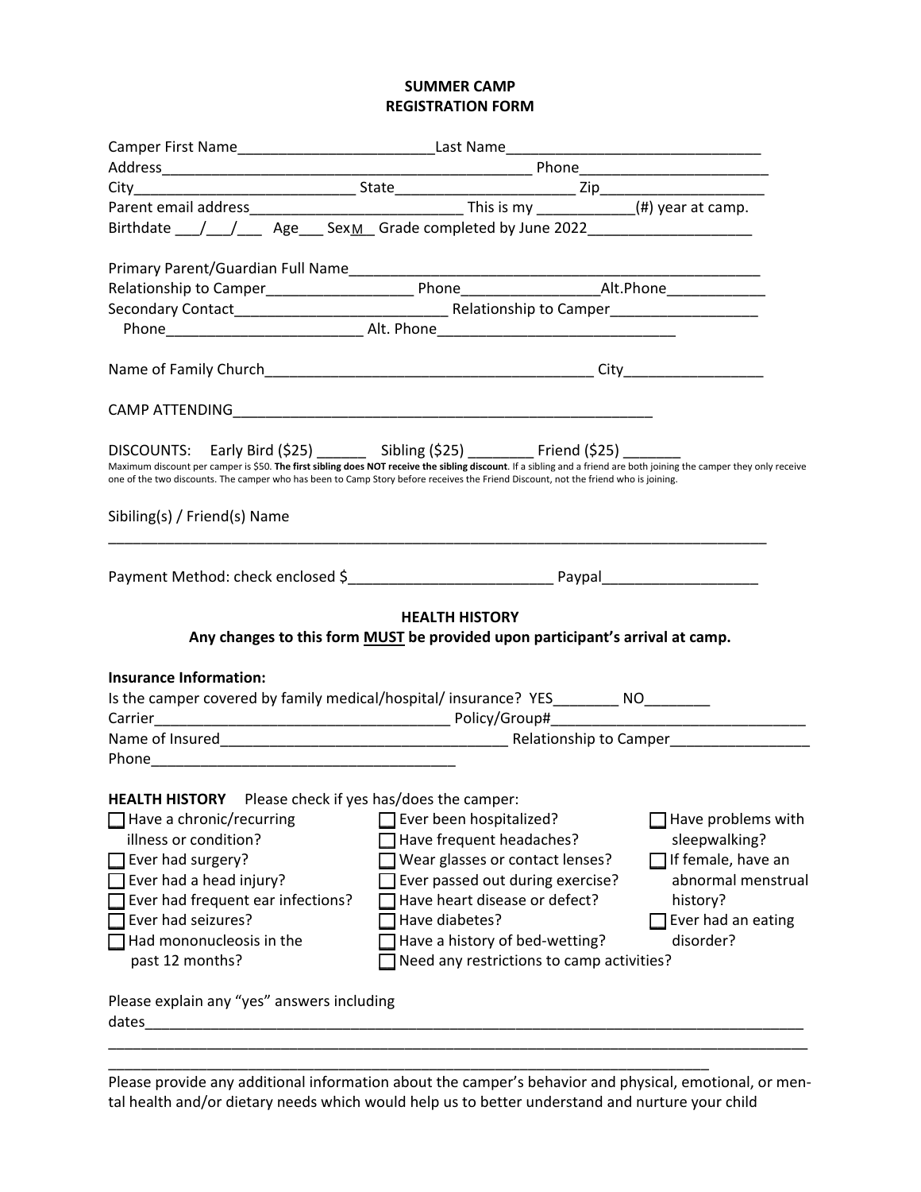# SUMMER CAMP
# REGISTRATION FORM

Camper First Name________________________Last Name______________________________

Address_____________________________________________ Phone_______________________

City___________________________ State_____________________ Zip____________________

Parent email address_________________________ This is my ____________(#) year at camp.

Birthdate ___/___/___ Age___ Sex M Grade completed by June 2022____________________

Primary Parent/Guardian Full Name__________________________________________________

Relationship to Camper_________________ Phone________________Alt.Phone____________

Secondary Contact_________________________ Relationship to Camper_________________

Phone________________________ Alt. Phone_____________________________

Name of Family Church________________________________________ City_________________

CAMP ATTENDING_____________________________________________________

DISCOUNTS: Early Bird ($25) ______ Sibling ($25) ________ Friend ($25) _______

Maximum discount per camper is $50. **The first sibling does NOT receive the sibling discount**. If a sibling and a friend are both joining the camper they only receive one of the two discounts. The camper who has been to Camp Story before receives the Friend Discount, not the friend who is joining.

Sibiling(s) / Friend(s) Name

___________________________________________________________________________________

Payment Method: check enclosed $_________________________ Paypal___________________

## HEALTH HISTORY

**Any changes to this form MUST be provided upon participant's arrival at camp.**

**Insurance Information:**

Is the camper covered by family medical/hospital/ insurance? YES________ NO________

Carrier___________________________________ Policy/Group#______________________________

Name of Insured__________________________________ Relationship to Camper_________________

Phone____________________________________

**HEALTH HISTORY** Please check if yes has/does the camper:

- ☐ Have a chronic/recurring illness or condition?
- ☐ Ever had surgery?
- ☐ Ever had a head injury?
- ☐ Ever had frequent ear infections?
- ☐ Ever had seizures?
- ☐ Had mononucleosis in the past 12 months?
- ☐ Ever been hospitalized?
- ☐ Have frequent headaches?
- ☐ Wear glasses or contact lenses?
- ☐ Ever passed out during exercise?
- ☐ Have heart disease or defect?
- ☐ Have diabetes?
- ☐ Have a history of bed-wetting?
- ☐ Need any restrictions to camp activities?
- ☐ Have problems with sleepwalking?
- ☐ If female, have an abnormal menstrual history?
- ☐ Ever had an eating disorder?

Please explain any "yes" answers including dates_________________________________________________________________________________

___________________________________________________________________________________

___________________________________________________________________________

Please provide any additional information about the camper's behavior and physical, emotional, or mental health and/or dietary needs which would help us to better understand and nurture your child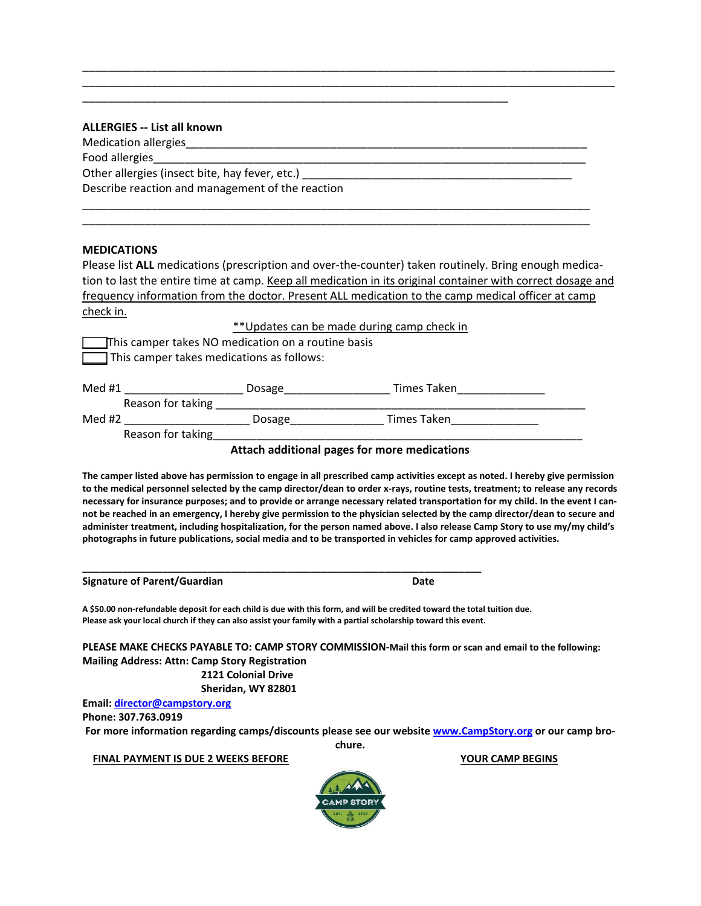\_\_\_\_\_\_\_\_\_\_\_\_\_\_\_\_\_\_\_\_\_\_\_\_\_\_\_\_\_\_\_\_\_\_\_\_\_\_\_\_\_\_\_\_\_\_\_\_\_\_\_\_\_\_\_\_\_\_\_\_\_\_\_\_\_\_\_\_\_\_\_\_\_\_\_\_\_\_\_\_\_\_

\_\_\_\_\_\_\_\_\_\_\_\_\_\_\_\_\_\_\_\_\_\_\_\_\_\_\_\_\_\_\_\_\_\_\_\_\_\_\_\_\_\_\_\_\_\_\_\_\_\_\_\_\_\_\_\_\_\_\_\_\_\_\_\_\_\_\_\_\_\_\_\_\_\_\_\_\_\_\_\_\_\_

\_\_\_\_\_\_\_\_\_\_\_\_\_\_\_\_\_\_\_\_\_\_\_\_\_\_\_\_\_\_\_\_\_\_\_\_\_\_\_\_\_\_\_\_\_\_\_\_\_\_\_\_\_\_\_\_\_\_\_\_\_\_\_\_\_

**ALLERGIES -- List all known**

Medication allergies\_\_\_\_\_\_\_\_\_\_\_\_\_\_\_\_\_\_\_\_\_\_\_\_\_\_\_\_\_\_\_\_\_\_\_\_\_\_\_\_\_\_\_\_\_\_\_\_\_\_\_\_\_\_\_\_\_\_\_\_\_

Food allergies\_\_\_\_\_\_\_\_\_\_\_\_\_\_\_\_\_\_\_\_\_\_\_\_\_\_\_\_\_\_\_\_\_\_\_\_\_\_\_\_\_\_\_\_\_\_\_\_\_\_\_\_\_\_\_\_\_\_\_\_\_\_\_\_

Other allergies (insect bite, hay fever, etc.) \_\_\_\_\_\_\_\_\_\_\_\_\_\_\_\_\_\_\_\_\_\_\_\_\_\_\_\_\_\_\_\_\_\_\_\_\_\_\_\_\_

Describe reaction and management of the reaction

\_\_\_\_\_\_\_\_\_\_\_\_\_\_\_\_\_\_\_\_\_\_\_\_\_\_\_\_\_\_\_\_\_\_\_\_\_\_\_\_\_\_\_\_\_\_\_\_\_\_\_\_\_\_\_\_\_\_\_\_\_\_\_\_\_\_\_\_\_\_\_\_\_\_\_\_

\_\_\_\_\_\_\_\_\_\_\_\_\_\_\_\_\_\_\_\_\_\_\_\_\_\_\_\_\_\_\_\_\_\_\_\_\_\_\_\_\_\_\_\_\_\_\_\_\_\_\_\_\_\_\_\_\_\_\_\_\_\_\_\_\_\_\_\_\_\_\_\_\_\_\_\_

**MEDICATIONS**

Please list **ALL** medications (prescription and over-the-counter) taken routinely. Bring enough medication to last the entire time at camp. Keep all medication in its original container with correct dosage and frequency information from the doctor. Present ALL medication to the camp medical officer at camp check in.

\*\*Updates can be made during camp check in

☐ This camper takes NO medication on a routine basis

☐ This camper takes medications as follows:

Med #1 \_\_\_\_\_\_\_\_\_\_\_\_\_\_\_\_\_\_ Dosage\_\_\_\_\_\_\_\_\_\_\_\_\_\_\_\_ Times Taken\_\_\_\_\_\_\_\_\_\_\_\_\_

Reason for taking \_\_\_\_\_\_\_\_\_\_\_\_\_\_\_\_\_\_\_\_\_\_\_\_\_\_\_\_\_\_\_\_\_\_\_\_\_\_\_\_\_\_\_\_\_\_\_\_\_\_\_\_\_\_\_\_

Med #2 \_\_\_\_\_\_\_\_\_\_\_\_\_\_\_\_\_\_\_ Dosage\_\_\_\_\_\_\_\_\_\_\_\_\_\_ Times Taken\_\_\_\_\_\_\_\_\_\_\_\_\_

Reason for taking\_\_\_\_\_\_\_\_\_\_\_\_\_\_\_\_\_\_\_\_\_\_\_\_\_\_\_\_\_\_\_\_\_\_\_\_\_\_\_\_\_\_\_\_\_\_\_\_\_\_\_\_\_\_\_\_

**Attach additional pages for more medications**

**The camper listed above has permission to engage in all prescribed camp activities except as noted. I hereby give permission to the medical personnel selected by the camp director/dean to order x-rays, routine tests, treatment; to release any records necessary for insurance purposes; and to provide or arrange necessary related transportation for my child. In the event I cannot be reached in an emergency, I hereby give permission to the physician selected by the camp director/dean to secure and administer treatment, including hospitalization, for the person named above. I also release Camp Story to use my/my child's photographs in future publications, social media and to be transported in vehicles for camp approved activities.**

\_\_\_\_\_\_\_\_\_\_\_\_\_\_\_\_\_\_\_\_\_\_\_\_\_\_\_\_\_\_\_\_\_\_\_\_\_\_\_\_\_\_\_\_\_\_\_\_\_\_\_\_\_\_\_\_\_\_\_\_\_\_\_\_

**Signature of Parent/Guardian** **Date**

**A $50.00 non-refundable deposit for each child is due with this form, and will be credited toward the total tuition due.**
**Please ask your local church if they can also assist your family with a partial scholarship toward this event.**

**PLEASE MAKE CHECKS PAYABLE TO: CAMP STORY COMMISSION-Mail this form or scan and email to the following:**

**Mailing Address: Attn: Camp Story Registration**
**2121 Colonial Drive**
**Sheridan, WY 82801**

**Email: director@campstory.org**

**Phone: 307.763.0919**

**For more information regarding camps/discounts please see our website www.CampStory.org or our camp brochure.**

**FINAL PAYMENT IS DUE 2 WEEKS BEFORE YOUR CAMP BEGINS**

CAMP STORY
EST. 1937